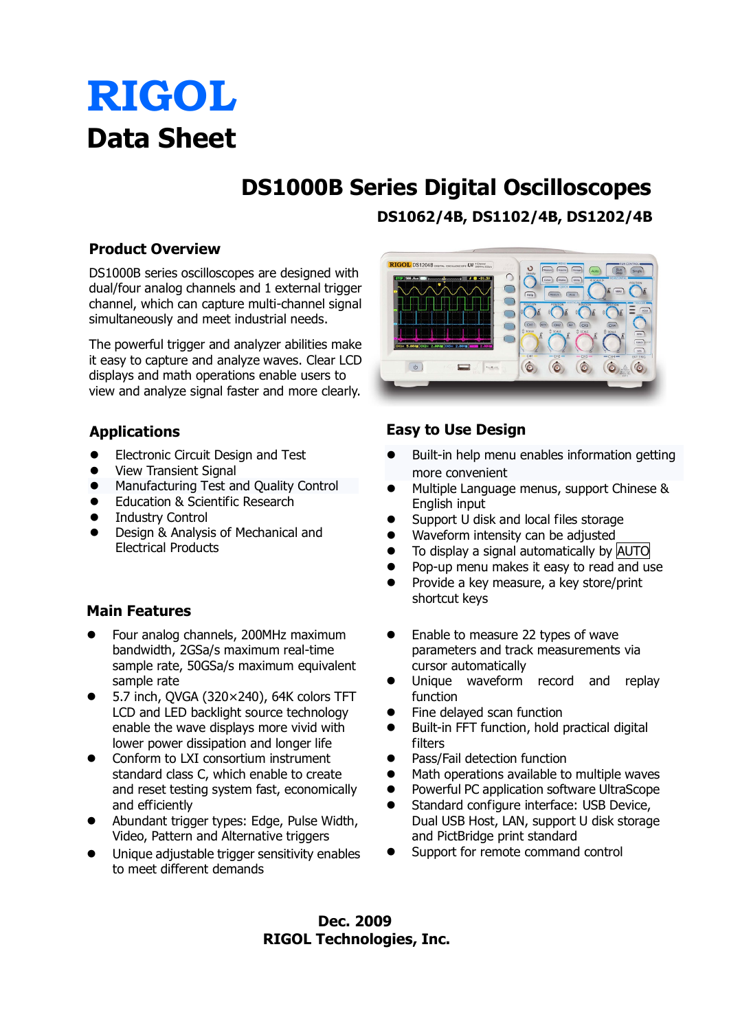# RIGOL

# Data Sheet

## DS1000B Series Digital Oscilloscopes

**DS1062/4B, DS1102/4B, DS1202/4B**

### Product Overview

DS1000B series oscilloscopes are designed with dual/four analog channels and 1 external trigger channel, which can capture multi-channel signal simultaneously and meet industrial needs.

The powerful trigger and analyzer abilities make it easy to capture and analyze waves. Clear LCD displays and math operations enable users to view and analyze signal faster and more clearly.

### Applications

- Electronic Circuit Design and Test
- View Transient Signal
- Manufacturing Test and Quality Control
- Education & Scientific Research
- Industry Control
- Design & Analysis of Mechanical and Electrical Products

### Easy to Use Design

- Built-in help menu enables information getting more convenient
- Multiple Language menus, support Chinese & English input
- Support U disk and local files storage
- Waveform intensity can be adjusted
- To display a signal automatically by AUTO
- Pop-up menu makes it easy to read and use
- Provide a key measure, a key store/print shortcut keys

### Main Features

- Four analog channels, 200MHz maximum bandwidth, 2GSa/s maximum real-time sample rate, 50GSa/s maximum equivalent sample rate
- 5.7 inch, QVGA (320×240), 64K colors TFT LCD and LED backlight source technology enable the wave displays more vivid with lower power dissipation and longer life
- Conform to LXI consortium instrument standard class C, which enable to create and reset testing system fast, economically and efficiently
- Abundant trigger types: Edge, Pulse Width, Video, Pattern and Alternative triggers
- Unique adjustable trigger sensitivity enables to meet different demands
- Enable to measure 22 types of wave parameters and track measurements via cursor automatically
- Unique waveform record and replay function
- Fine delayed scan function
- Built-in FFT function, hold practical digital filters
- Pass/Fail detection function
- Math operations available to multiple waves
- Powerful PC application software UltraScope
- Standard configure interface: USB Device, Dual USB Host, LAN, support U disk storage and PictBridge print standard
- Support for remote command control

**Dec. 2009**
**RIGOL Technologies, Inc.**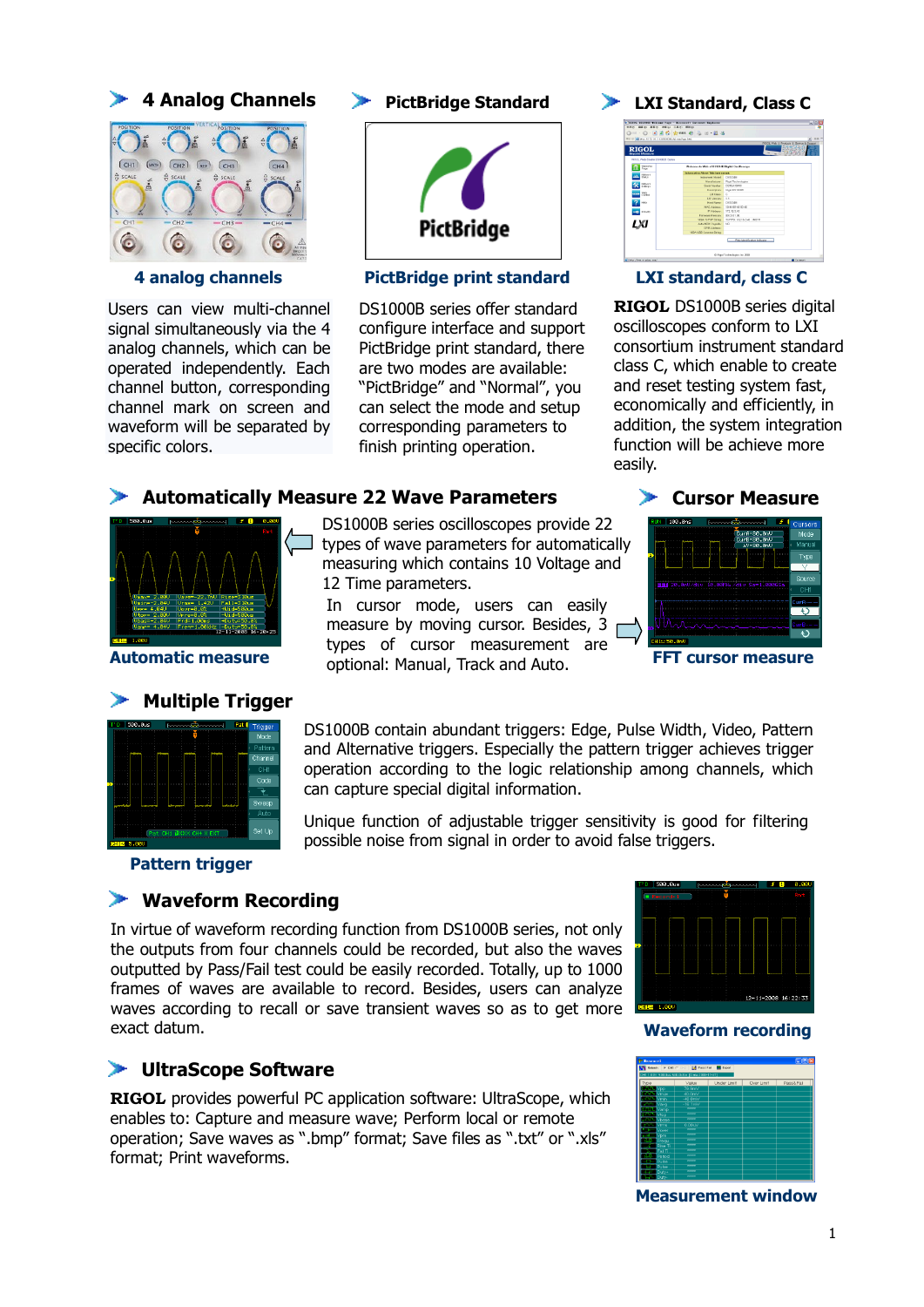## 4 Analog Channels

**4 analog channels**

Users can view multi-channel signal simultaneously via the 4 analog channels, which can be operated independently. Each channel button, corresponding channel mark on screen and waveform will be separated by specific colors.

## PictBridge Standard

**PictBridge print standard**

DS1000B series offer standard configure interface and support PictBridge print standard, there are two modes are available: "PictBridge" and "Normal", you can select the mode and setup corresponding parameters to finish printing operation.

## LXI Standard, Class C

**LXI standard, class C**

**RIGOL** DS1000B series digital oscilloscopes conform to LXI consortium instrument standard class C, which enable to create and reset testing system fast, economically and efficiently, in addition, the system integration function will be achieve more easily.

## Automatically Measure 22 Wave Parameters

**Automatic measure**

DS1000B series oscilloscopes provide 22 types of wave parameters for automatically measuring which contains 10 Voltage and 12 Time parameters.

## Cursor Measure

In cursor mode, users can easily measure by moving cursor. Besides, 3 types of cursor measurement are optional: Manual, Track and Auto.

**FFT cursor measure**

## Multiple Trigger

**Pattern trigger**

DS1000B contain abundant triggers: Edge, Pulse Width, Video, Pattern and Alternative triggers. Especially the pattern trigger achieves trigger operation according to the logic relationship among channels, which can capture special digital information.

Unique function of adjustable trigger sensitivity is good for filtering possible noise from signal in order to avoid false triggers.

## Waveform Recording

In virtue of waveform recording function from DS1000B series, not only the outputs from four channels could be recorded, but also the waves outputted by Pass/Fail test could be easily recorded. Totally, up to 1000 frames of waves are available to record. Besides, users can analyze waves according to recall or save transient waves so as to get more exact datum.

**Waveform recording**

## UltraScope Software

**RIGOL** provides powerful PC application software: UltraScope, which enables to: Capture and measure wave; Perform local or remote operation; Save waves as ".bmp" format; Save files as ".txt" or ".xls" format; Print waveforms.

**Measurement window**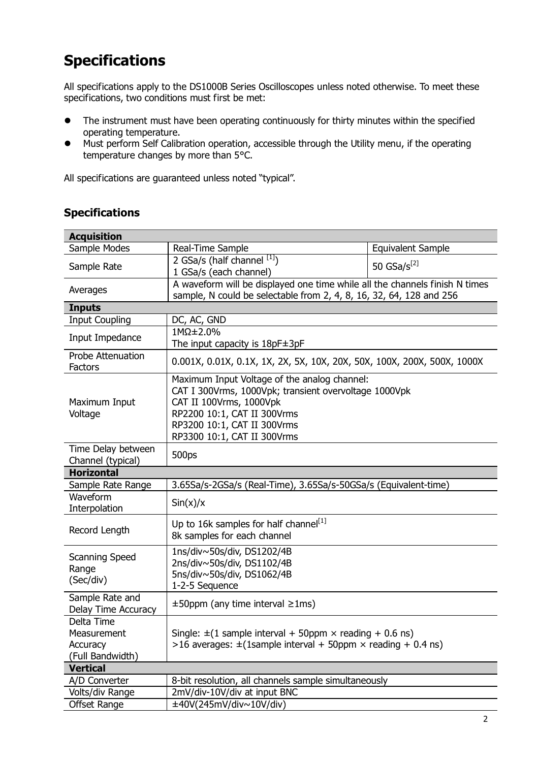# Specifications

All specifications apply to the DS1000B Series Oscilloscopes unless noted otherwise. To meet these specifications, two conditions must first be met:

- The instrument must have been operating continuously for thirty minutes within the specified operating temperature.
- Must perform Self Calibration operation, accessible through the Utility menu, if the operating temperature changes by more than 5°C.

All specifications are guaranteed unless noted "typical".

## Specifications

| **Acquisition** | | |
|---|---|---|
| Sample Modes | Real-Time Sample | Equivalent Sample |
| Sample Rate | 2 GSa/s (half channel [1])<br>1 GSa/s (each channel) | 50 GSa/s[2] |
| Averages | A waveform will be displayed one time while all the channels finish N times sample, N could be selectable from 2, 4, 8, 16, 32, 64, 128 and 256 | |
| **Inputs** | | |
| Input Coupling | DC, AC, GND | |
| Input Impedance | 1MΩ±2.0%<br>The input capacity is 18pF±3pF | |
| Probe Attenuation Factors | 0.001X, 0.01X, 0.1X, 1X, 2X, 5X, 10X, 20X, 50X, 100X, 200X, 500X, 1000X | |
| Maximum Input Voltage | Maximum Input Voltage of the analog channel:<br>CAT I 300Vrms, 1000Vpk; transient overvoltage 1000Vpk<br>CAT II 100Vrms, 1000Vpk<br>RP2200 10:1, CAT II 300Vrms<br>RP3200 10:1, CAT II 300Vrms<br>RP3300 10:1, CAT II 300Vrms | |
| Time Delay between Channel (typical) | 500ps | |
| **Horizontal** | | |
| Sample Rate Range | 3.65Sa/s-2GSa/s (Real-Time), 3.65Sa/s-50GSa/s (Equivalent-time) | |
| Waveform Interpolation | Sin(x)/x | |
| Record Length | Up to 16k samples for half channel[1]<br>8k samples for each channel | |
| Scanning Speed Range (Sec/div) | 1ns/div~50s/div, DS1202/4B<br>2ns/div~50s/div, DS1102/4B<br>5ns/div~50s/div, DS1062/4B<br>1-2-5 Sequence | |
| Sample Rate and Delay Time Accuracy | ±50ppm (any time interval ≥1ms) | |
| Delta Time Measurement Accuracy (Full Bandwidth) | Single: ±(1 sample interval + 50ppm × reading + 0.6 ns)<br>>16 averages: ±(1sample interval + 50ppm × reading + 0.4 ns) | |
| **Vertical** | | |
| A/D Converter | 8-bit resolution, all channels sample simultaneously | |
| Volts/div Range | 2mV/div-10V/div at input BNC | |
| Offset Range | ±40V(245mV/div~10V/div) | |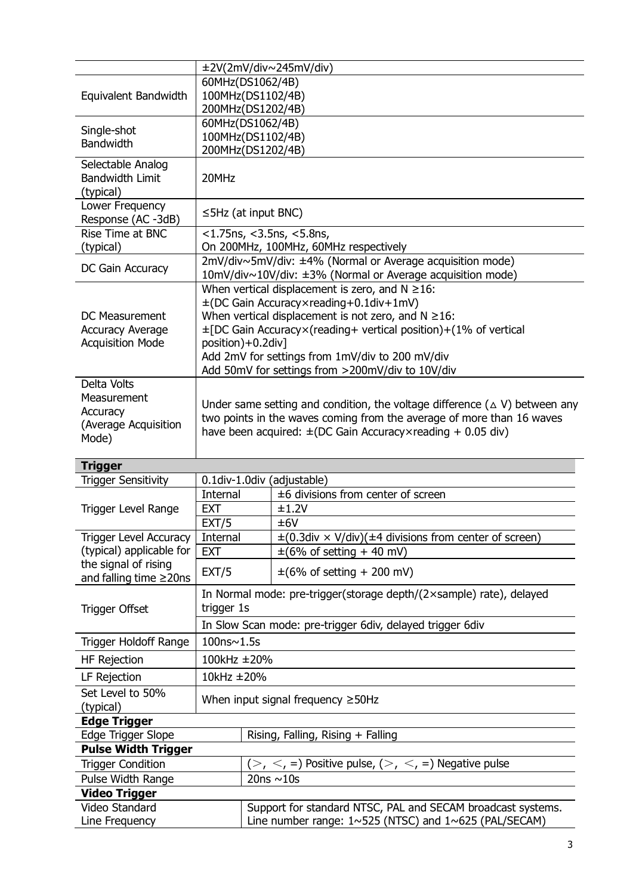| | |
|---|---|
| | ±2V(2mV/div~245mV/div) |
| Equivalent Bandwidth | 60MHz(DS1062/4B)<br>100MHz(DS1102/4B)<br>200MHz(DS1202/4B) |
| Single-shot Bandwidth | 60MHz(DS1062/4B)<br>100MHz(DS1102/4B)<br>200MHz(DS1202/4B) |
| Selectable Analog Bandwidth Limit (typical) | 20MHz |
| Lower Frequency Response (AC -3dB) | ≤5Hz (at input BNC) |
| Rise Time at BNC (typical) | <1.75ns, <3.5ns, <5.8ns,<br>On 200MHz, 100MHz, 60MHz respectively |
| DC Gain Accuracy | 2mV/div~5mV/div: ±4% (Normal or Average acquisition mode)<br>10mV/div~10V/div: ±3% (Normal or Average acquisition mode) |
| DC Measurement Accuracy Average Acquisition Mode | When vertical displacement is zero, and N ≥16:<br>±(DC Gain Accuracy×reading+0.1div+1mV)<br>When vertical displacement is not zero, and N ≥16:<br>±[DC Gain Accuracy×(reading+ vertical position)+(1% of vertical position)+0.2div]<br>Add 2mV for settings from 1mV/div to 200 mV/div<br>Add 50mV for settings from >200mV/div to 10V/div |
| Delta Volts Measurement Accuracy (Average Acquisition Mode) | Under same setting and condition, the voltage difference (△ V) between any two points in the waves coming from the average of more than 16 waves have been acquired: ±(DC Gain Accuracy×reading + 0.05 div) |

**Trigger**

| | | |
|---|---|---|
| Trigger Sensitivity | 0.1div-1.0div (adjustable) | |
| Trigger Level Range | Internal | ±6 divisions from center of screen |
| | EXT | ±1.2V |
| | EXT/5 | ±6V |
| Trigger Level Accuracy (typical) applicable for the signal of rising and falling time ≥20ns | Internal | ±(0.3div × V/div)(±4 divisions from center of screen) |
| | EXT | ±(6% of setting + 40 mV) |
| | EXT/5 | ±(6% of setting + 200 mV) |
| Trigger Offset | In Normal mode: pre-trigger(storage depth/(2×sample) rate), delayed trigger 1s | |
| | In Slow Scan mode: pre-trigger 6div, delayed trigger 6div | |
| Trigger Holdoff Range | 100ns~1.5s | |
| HF Rejection | 100kHz ±20% | |
| LF Rejection | 10kHz ±20% | |
| Set Level to 50% (typical) | When input signal frequency ≥50Hz | |

**Edge Trigger**

| | |
|---|---|
| Edge Trigger Slope | Rising, Falling, Rising + Falling |

**Pulse Width Trigger**

| | |
|---|---|
| Trigger Condition | (>, <, =) Positive pulse, (>, <, =) Negative pulse |
| Pulse Width Range | 20ns ~10s |

**Video Trigger**

| | |
|---|---|
| Video Standard<br>Line Frequency | Support for standard NTSC, PAL and SECAM broadcast systems.<br>Line number range: 1~525 (NTSC) and 1~625 (PAL/SECAM) |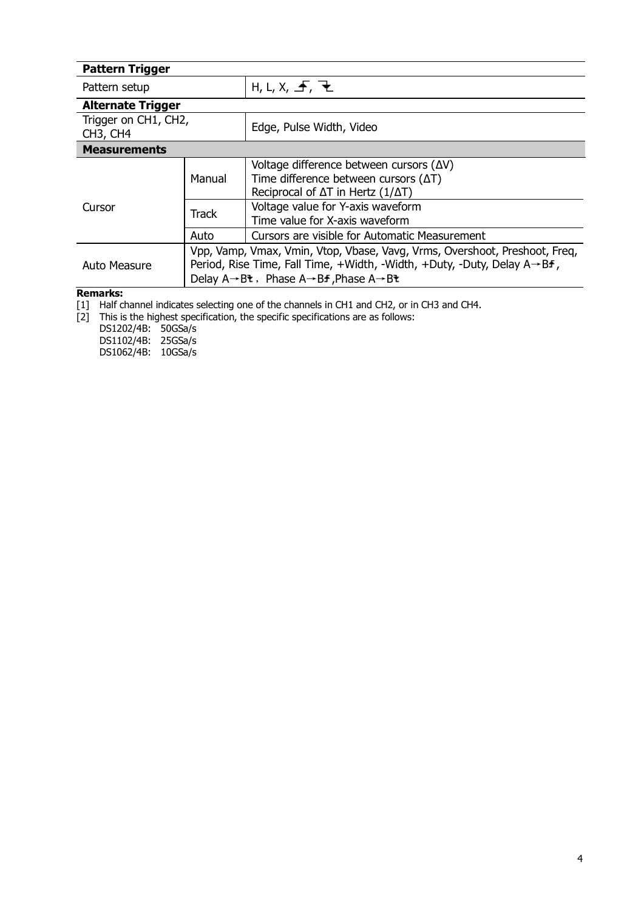| **Pattern Trigger** | | |
|---|---|---|
| Pattern setup | | H, L, X, ⮥, ⮧ |
| **Alternate Trigger** | | |
| Trigger on CH1, CH2, CH3, CH4 | | Edge, Pulse Width, Video |
| **Measurements** | | |
| Cursor | Manual | Voltage difference between cursors (ΔV)<br>Time difference between cursors (ΔT)<br>Reciprocal of ΔT in Hertz (1/ΔT) |
| | Track | Voltage value for Y-axis waveform<br>Time value for X-axis waveform |
| | Auto | Cursors are visible for Automatic Measurement |
| Auto Measure | Vpp, Vamp, Vmax, Vmin, Vtop, Vbase, Vavg, Vrms, Overshoot, Preshoot, Freq, Period, Rise Time, Fall Time, +Width, -Width, +Duty, -Duty, Delay A→B↑, Delay A→B↓, Phase A→B↑, Phase A→B↓ | |

**Remarks:**

[1] Half channel indicates selecting one of the channels in CH1 and CH2, or in CH3 and CH4.

[2] This is the highest specification, the specific specifications are as follows:

DS1202/4B: 50GSa/s
DS1102/4B: 25GSa/s
DS1062/4B: 10GSa/s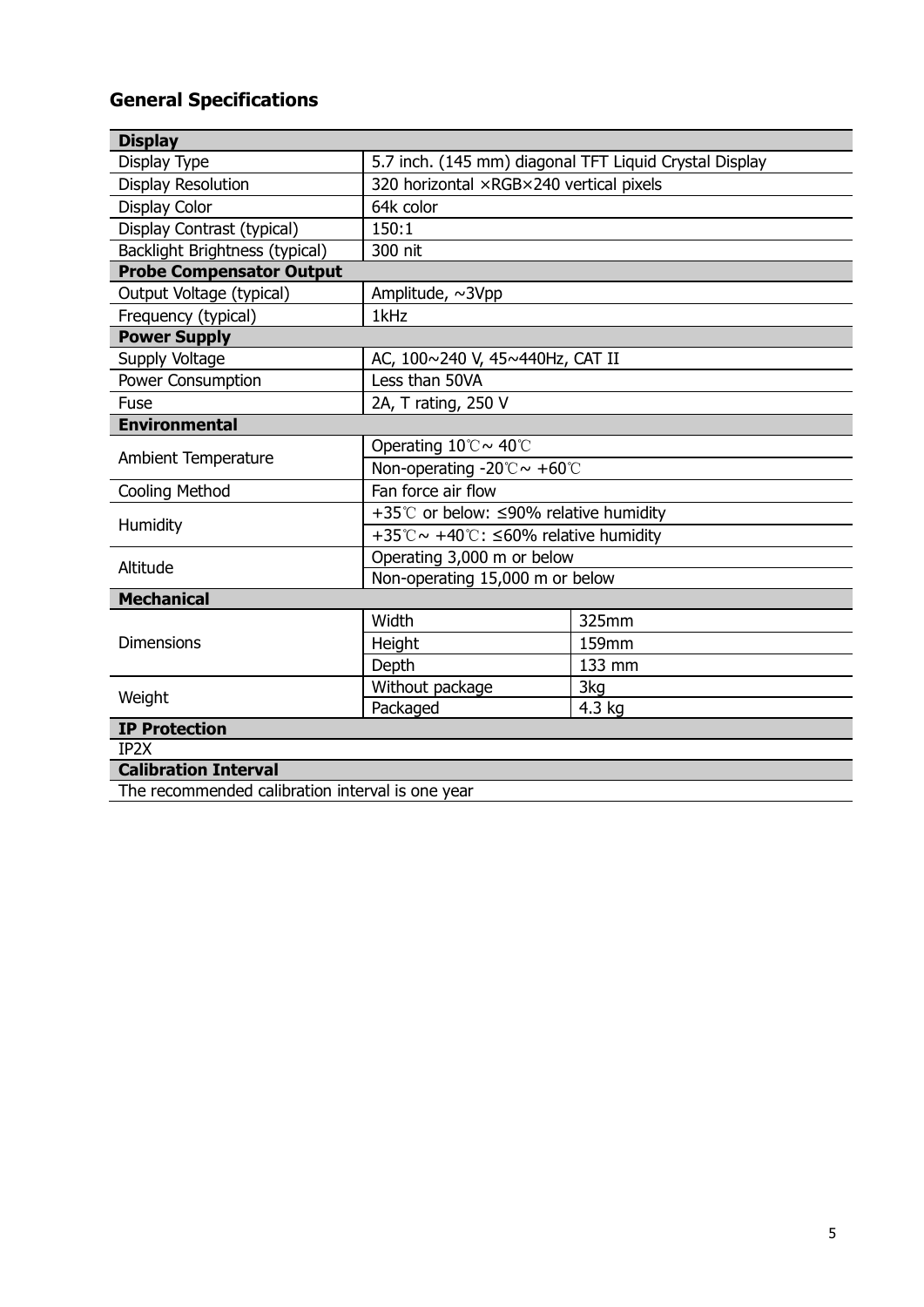## General Specifications

| **Display** | | |
| --- | --- | --- |
| Display Type | 5.7 inch. (145 mm) diagonal TFT Liquid Crystal Display | |
| Display Resolution | 320 horizontal ×RGB×240 vertical pixels | |
| Display Color | 64k color | |
| Display Contrast (typical) | 150:1 | |
| Backlight Brightness (typical) | 300 nit | |
| **Probe Compensator Output** | | |
| Output Voltage (typical) | Amplitude, ~3Vpp | |
| Frequency (typical) | 1kHz | |
| **Power Supply** | | |
| Supply Voltage | AC, 100~240 V, 45~440Hz, CAT II | |
| Power Consumption | Less than 50VA | |
| Fuse | 2A, T rating, 250 V | |
| **Environmental** | | |
| Ambient Temperature | Operating 10℃~ 40℃ | |
| | Non-operating -20℃~ +60℃ | |
| Cooling Method | Fan force air flow | |
| Humidity | +35℃ or below: ≤90% relative humidity | |
| | +35℃~ +40℃: ≤60% relative humidity | |
| Altitude | Operating 3,000 m or below | |
| | Non-operating 15,000 m or below | |
| **Mechanical** | | |
| Dimensions | Width | 325mm |
| | Height | 159mm |
| | Depth | 133 mm |
| Weight | Without package | 3kg |
| | Packaged | 4.3 kg |
| **IP Protection** | | |
| IP2X | | |
| **Calibration Interval** | | |
| The recommended calibration interval is one year | | |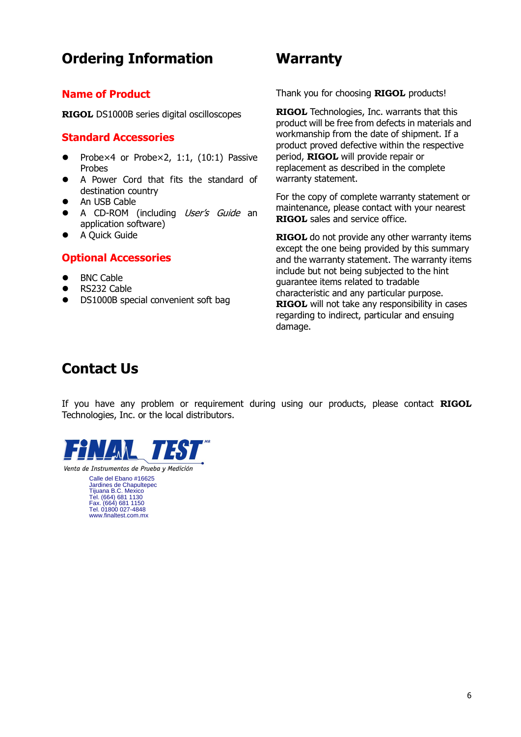# Ordering Information

## Name of Product

**RIGOL** DS1000B series digital oscilloscopes

## Standard Accessories

- Probe×4 or Probe×2, 1:1, (10:1) Passive Probes
- A Power Cord that fits the standard of destination country
- An USB Cable
- A CD-ROM (including *User's Guide* an application software)
- A Quick Guide

## Optional Accessories

- BNC Cable
- RS232 Cable
- DS1000B special convenient soft bag

# Warranty

Thank you for choosing **RIGOL** products!

**RIGOL** Technologies, Inc. warrants that this product will be free from defects in materials and workmanship from the date of shipment. If a product proved defective within the respective period, **RIGOL** will provide repair or replacement as described in the complete warranty statement.

For the copy of complete warranty statement or maintenance, please contact with your nearest **RIGOL** sales and service office.

**RIGOL** do not provide any other warranty items except the one being provided by this summary and the warranty statement. The warranty items include but not being subjected to the hint guarantee items related to tradable characteristic and any particular purpose. **RIGOL** will not take any responsibility in cases regarding to indirect, particular and ensuing damage.

# Contact Us

If you have any problem or requirement during using our products, please contact **RIGOL** Technologies, Inc. or the local distributors.

FiNAL TEST MR

*Venta de Instrumentos de Prueba y Medición*

Calle del Ebano #16625
Jardines de Chapultepec
Tijuana B.C. Mexico
Tel. (664) 681 1130
Fax. (664) 681 1150
Tel. 01800 027-4848
www.finaltest.com.mx